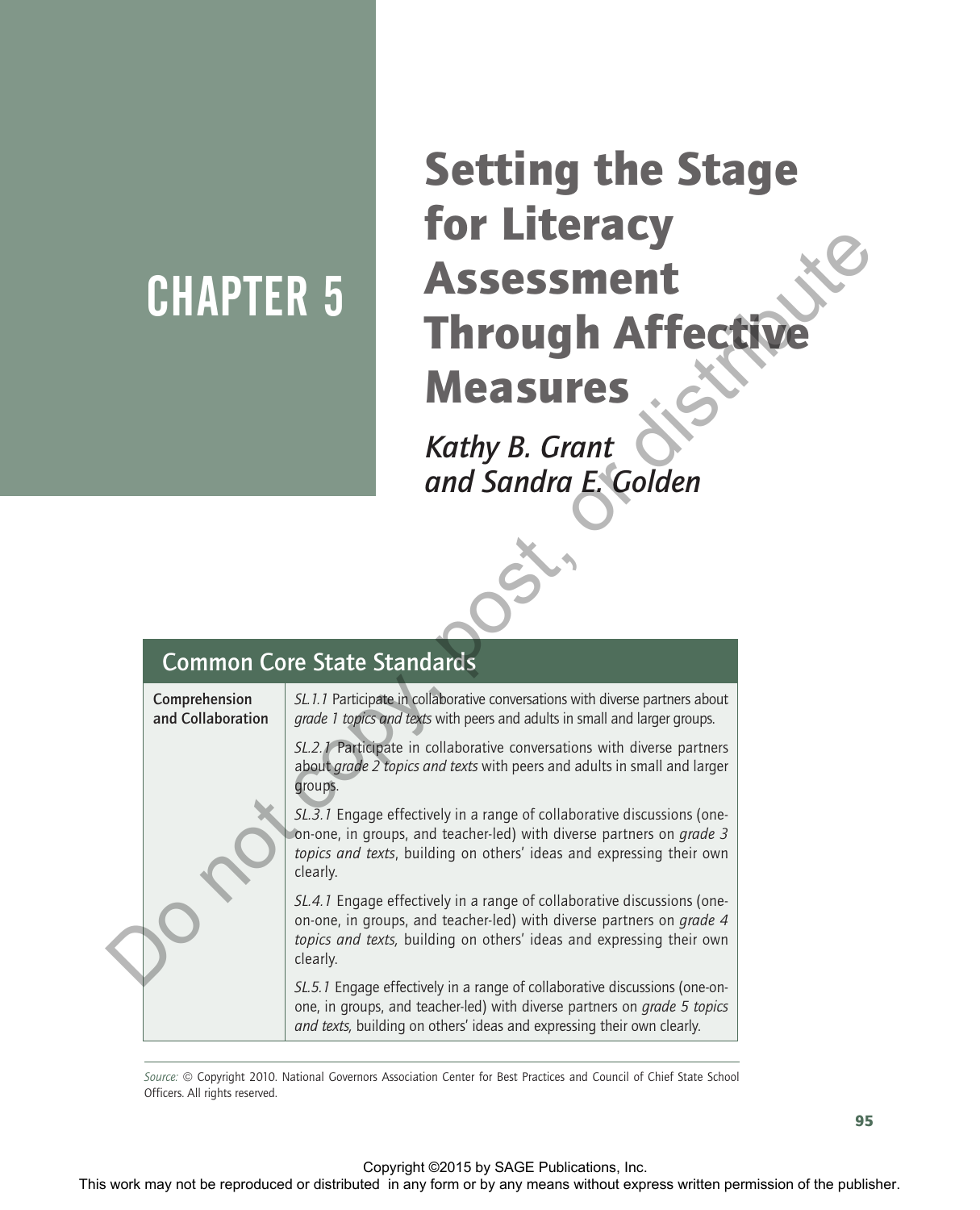# CHAPTER 5

# Setting the Stage for Literacy Assessment Through Affective Measures

*Kathy B. Grant and Sandra E. Golden*

| Common Core State Standards | |
|---|---|
| **Comprehension and Collaboration** | *SL.1.1* Participate in collaborative conversations with diverse partners about *grade 1 topics and texts* with peers and adults in small and larger groups.<br><br>*SL.2.1* Participate in collaborative conversations with diverse partners about *grade 2 topics and texts* with peers and adults in small and larger groups.<br><br>*SL.3.1* Engage effectively in a range of collaborative discussions (one-on-one, in groups, and teacher-led) with diverse partners on *grade 3 topics and texts*, building on others' ideas and expressing their own clearly.<br><br>*SL.4.1* Engage effectively in a range of collaborative discussions (one-on-one, in groups, and teacher-led) with diverse partners on *grade 4 topics and texts,* building on others' ideas and expressing their own clearly.<br><br>*SL.5.1* Engage effectively in a range of collaborative discussions (one-on-one, in groups, and teacher-led) with diverse partners on *grade 5 topics and texts,* building on others' ideas and expressing their own clearly. |

*Source:* © Copyright 2010. National Governors Association Center for Best Practices and Council of Chief State School Officers. All rights reserved.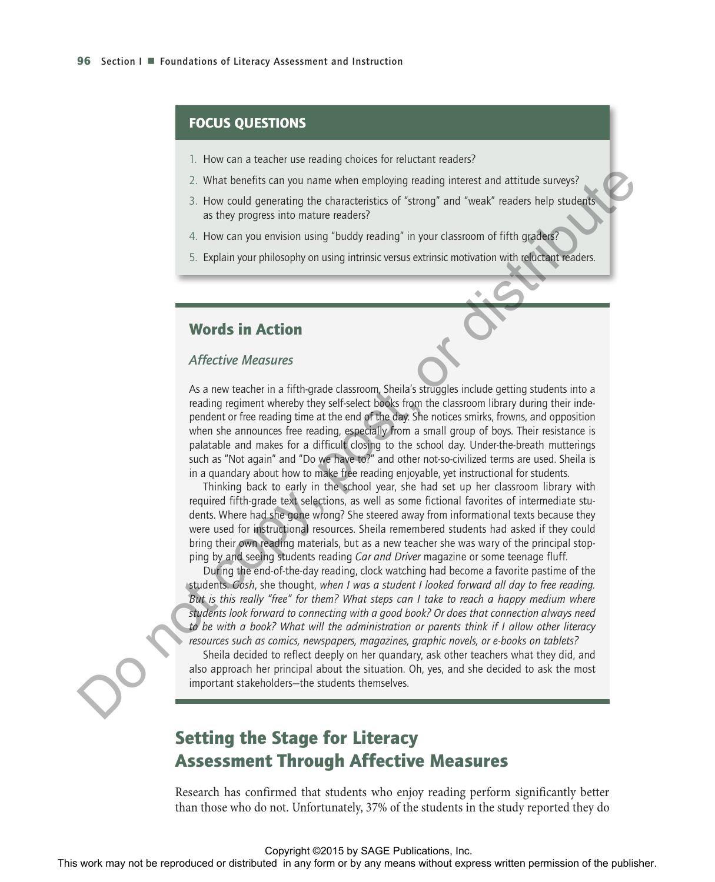## FOCUS QUESTIONS

1. How can a teacher use reading choices for reluctant readers?
2. What benefits can you name when employing reading interest and attitude surveys?
3. How could generating the characteristics of "strong" and "weak" readers help students as they progress into mature readers?
4. How can you envision using "buddy reading" in your classroom of fifth graders?
5. Explain your philosophy on using intrinsic versus extrinsic motivation with reluctant readers.

## Words in Action

### *Affective Measures*

As a new teacher in a fifth-grade classroom, Sheila's struggles include getting students into a reading regiment whereby they self-select books from the classroom library during their independent or free reading time at the end of the day. She notices smirks, frowns, and opposition when she announces free reading, especially from a small group of boys. Their resistance is palatable and makes for a difficult closing to the school day. Under-the-breath mutterings such as "Not again" and "Do we have to?" and other not-so-civilized terms are used. Sheila is in a quandary about how to make free reading enjoyable, yet instructional for students.

Thinking back to early in the school year, she had set up her classroom library with required fifth-grade text selections, as well as some fictional favorites of intermediate students. Where had she gone wrong? She steered away from informational texts because they were used for instructional resources. Sheila remembered students had asked if they could bring their own reading materials, but as a new teacher she was wary of the principal stopping by and seeing students reading *Car and Driver* magazine or some teenage fluff.

During the end-of-the-day reading, clock watching had become a favorite pastime of the students. *Gosh*, she thought, *when I was a student I looked forward all day to free reading. But is this really "free" for them? What steps can I take to reach a happy medium where students look forward to connecting with a good book? Or does that connection always need to be with a book? What will the administration or parents think if I allow other literacy resources such as comics, newspapers, magazines, graphic novels, or e-books on tablets?*

Sheila decided to reflect deeply on her quandary, ask other teachers what they did, and also approach her principal about the situation. Oh, yes, and she decided to ask the most important stakeholders—the students themselves.

## Setting the Stage for Literacy Assessment Through Affective Measures

Research has confirmed that students who enjoy reading perform significantly better than those who do not. Unfortunately, 37% of the students in the study reported they do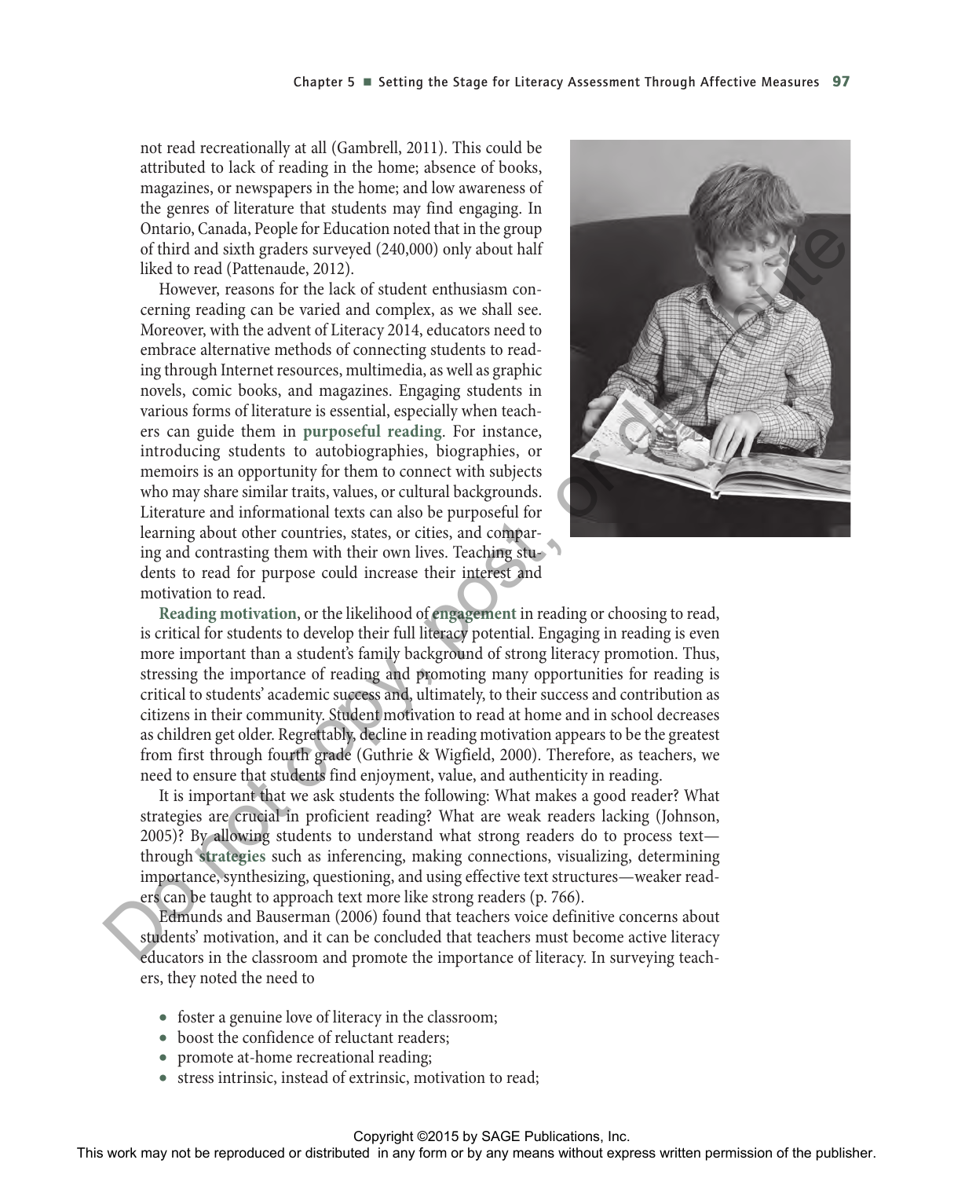not read recreationally at all (Gambrell, 2011). This could be attributed to lack of reading in the home; absence of books, magazines, or newspapers in the home; and low awareness of the genres of literature that students may find engaging. In Ontario, Canada, People for Education noted that in the group of third and sixth graders surveyed (240,000) only about half liked to read (Pattenaude, 2012).

However, reasons for the lack of student enthusiasm concerning reading can be varied and complex, as we shall see. Moreover, with the advent of Literacy 2014, educators need to embrace alternative methods of connecting students to reading through Internet resources, multimedia, as well as graphic novels, comic books, and magazines. Engaging students in various forms of literature is essential, especially when teachers can guide them in **purposeful reading**. For instance, introducing students to autobiographies, biographies, or memoirs is an opportunity for them to connect with subjects who may share similar traits, values, or cultural backgrounds. Literature and informational texts can also be purposeful for learning about other countries, states, or cities, and comparing and contrasting them with their own lives. Teaching students to read for purpose could increase their interest and motivation to read.

**Reading motivation**, or the likelihood of **engagement** in reading or choosing to read, is critical for students to develop their full literacy potential. Engaging in reading is even more important than a student's family background of strong literacy promotion. Thus, stressing the importance of reading and promoting many opportunities for reading is critical to students' academic success and, ultimately, to their success and contribution as citizens in their community. Student motivation to read at home and in school decreases as children get older. Regrettably, decline in reading motivation appears to be the greatest from first through fourth grade (Guthrie & Wigfield, 2000). Therefore, as teachers, we need to ensure that students find enjoyment, value, and authenticity in reading.

It is important that we ask students the following: What makes a good reader? What strategies are crucial in proficient reading? What are weak readers lacking (Johnson, 2005)? By allowing students to understand what strong readers do to process text—through **strategies** such as inferencing, making connections, visualizing, determining importance, synthesizing, questioning, and using effective text structures—weaker readers can be taught to approach text more like strong readers (p. 766).

Edmunds and Bauserman (2006) found that teachers voice definitive concerns about students' motivation, and it can be concluded that teachers must become active literacy educators in the classroom and promote the importance of literacy. In surveying teachers, they noted the need to

- foster a genuine love of literacy in the classroom;
- boost the confidence of reluctant readers;
- promote at-home recreational reading;
- stress intrinsic, instead of extrinsic, motivation to read;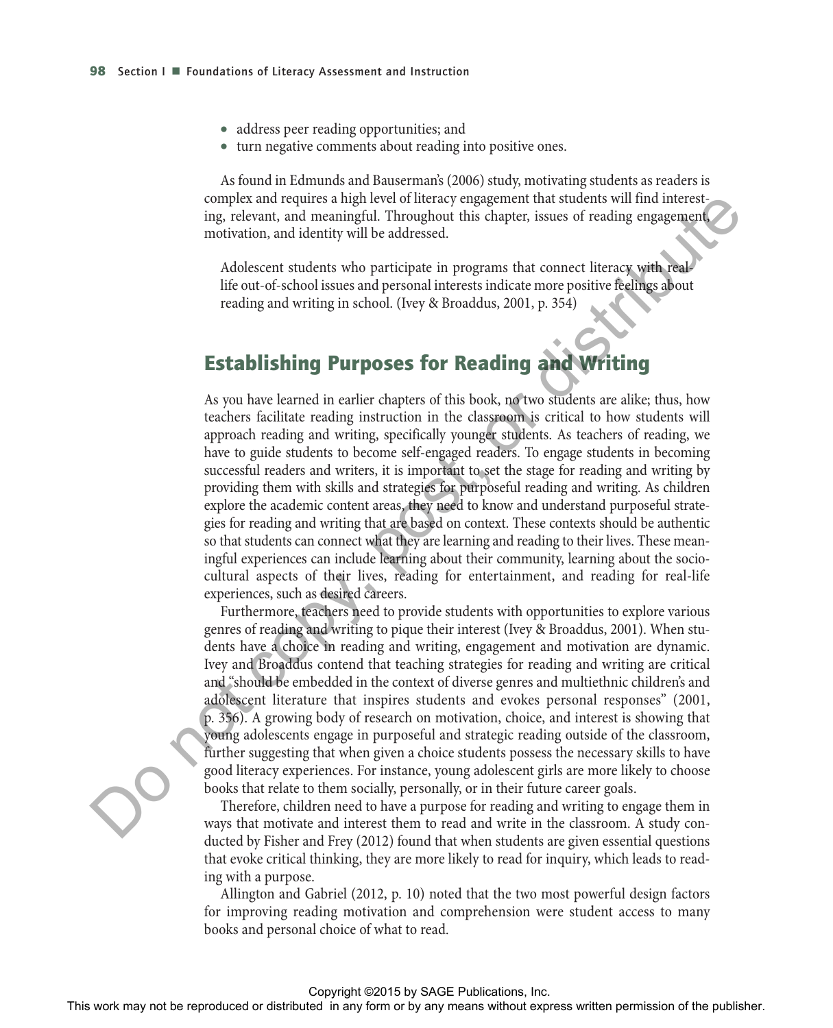- address peer reading opportunities; and
- turn negative comments about reading into positive ones.

As found in Edmunds and Bauserman's (2006) study, motivating students as readers is complex and requires a high level of literacy engagement that students will find interesting, relevant, and meaningful. Throughout this chapter, issues of reading engagement, motivation, and identity will be addressed.

> Adolescent students who participate in programs that connect literacy with real-life out-of-school issues and personal interests indicate more positive feelings about reading and writing in school. (Ivey & Broaddus, 2001, p. 354)

## Establishing Purposes for Reading and Writing

As you have learned in earlier chapters of this book, no two students are alike; thus, how teachers facilitate reading instruction in the classroom is critical to how students will approach reading and writing, specifically younger students. As teachers of reading, we have to guide students to become self-engaged readers. To engage students in becoming successful readers and writers, it is important to set the stage for reading and writing by providing them with skills and strategies for purposeful reading and writing. As children explore the academic content areas, they need to know and understand purposeful strategies for reading and writing that are based on context. These contexts should be authentic so that students can connect what they are learning and reading to their lives. These meaningful experiences can include learning about their community, learning about the sociocultural aspects of their lives, reading for entertainment, and reading for real-life experiences, such as desired careers.

Furthermore, teachers need to provide students with opportunities to explore various genres of reading and writing to pique their interest (Ivey & Broaddus, 2001). When students have a choice in reading and writing, engagement and motivation are dynamic. Ivey and Broaddus contend that teaching strategies for reading and writing are critical and "should be embedded in the context of diverse genres and multiethnic children's and adolescent literature that inspires students and evokes personal responses" (2001, p. 356). A growing body of research on motivation, choice, and interest is showing that young adolescents engage in purposeful and strategic reading outside of the classroom, further suggesting that when given a choice students possess the necessary skills to have good literacy experiences. For instance, young adolescent girls are more likely to choose books that relate to them socially, personally, or in their future career goals.

Therefore, children need to have a purpose for reading and writing to engage them in ways that motivate and interest them to read and write in the classroom. A study conducted by Fisher and Frey (2012) found that when students are given essential questions that evoke critical thinking, they are more likely to read for inquiry, which leads to reading with a purpose.

Allington and Gabriel (2012, p. 10) noted that the two most powerful design factors for improving reading motivation and comprehension were student access to many books and personal choice of what to read.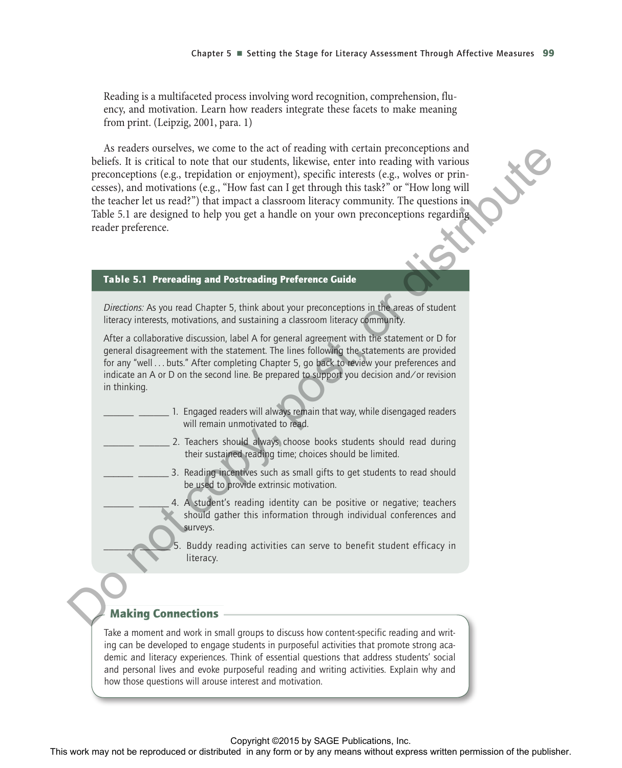Reading is a multifaceted process involving word recognition, comprehension, fluency, and motivation. Learn how readers integrate these facets to make meaning from print. (Leipzig, 2001, para. 1)

As readers ourselves, we come to the act of reading with certain preconceptions and beliefs. It is critical to note that our students, likewise, enter into reading with various preconceptions (e.g., trepidation or enjoyment), specific interests (e.g., wolves or princesses), and motivations (e.g., "How fast can I get through this task?" or "How long will the teacher let us read?") that impact a classroom literacy community. The questions in Table 5.1 are designed to help you get a handle on your own preconceptions regarding reader preference.

**Table 5.1 Prereading and Postreading Preference Guide**

*Directions:* As you read Chapter 5, think about your preconceptions in the areas of student literacy interests, motivations, and sustaining a classroom literacy community.

After a collaborative discussion, label A for general agreement with the statement or D for general disagreement with the statement. The lines following the statements are provided for any "well . . . buts." After completing Chapter 5, go back to review your preferences and indicate an A or D on the second line. Be prepared to support you decision and/or revision in thinking.

______ ______ 1. Engaged readers will always remain that way, while disengaged readers will remain unmotivated to read.

______ ______ 2. Teachers should always choose books students should read during their sustained reading time; choices should be limited.

______ ______ 3. Reading incentives such as small gifts to get students to read should be used to provide extrinsic motivation.

______ ______ 4. A student's reading identity can be positive or negative; teachers should gather this information through individual conferences and surveys.

______ ______ 5. Buddy reading activities can serve to benefit student efficacy in literacy.

## Making Connections

Take a moment and work in small groups to discuss how content-specific reading and writing can be developed to engage students in purposeful activities that promote strong academic and literacy experiences. Think of essential questions that address students' social and personal lives and evoke purposeful reading and writing activities. Explain why and how those questions will arouse interest and motivation.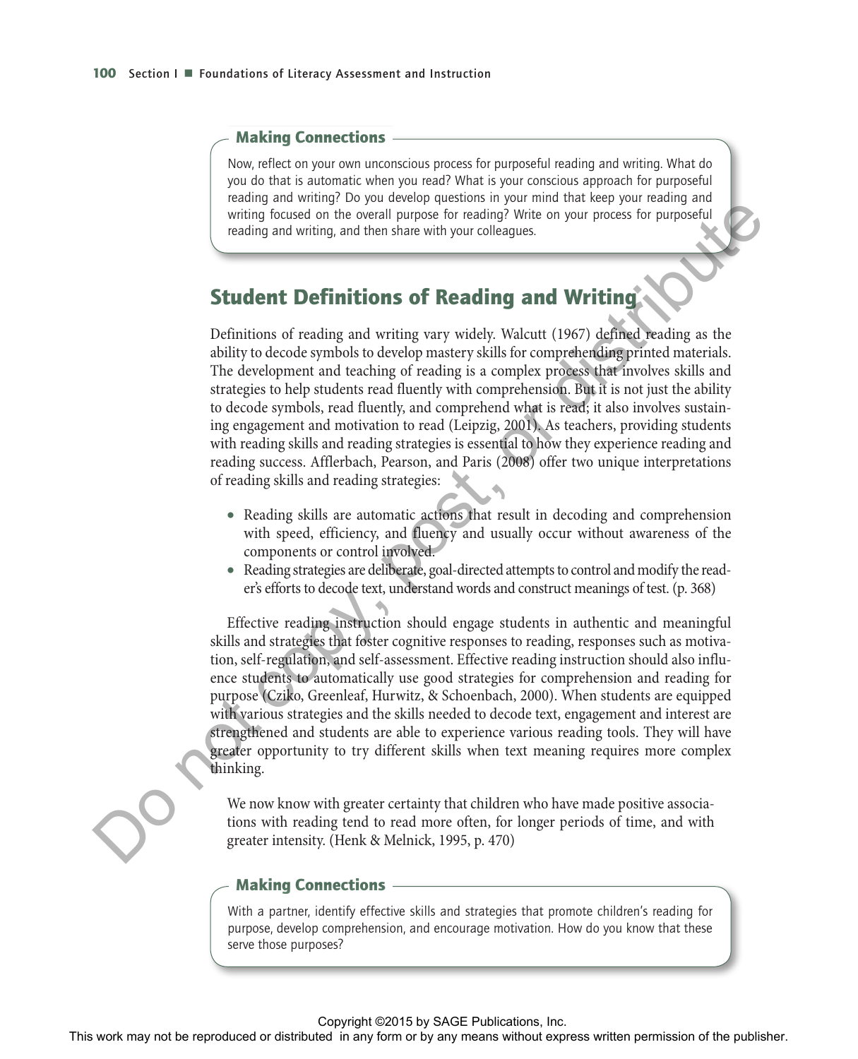### Making Connections

Now, reflect on your own unconscious process for purposeful reading and writing. What do you do that is automatic when you read? What is your conscious approach for purposeful reading and writing? Do you develop questions in your mind that keep your reading and writing focused on the overall purpose for reading? Write on your process for purposeful reading and writing, and then share with your colleagues.

## Student Definitions of Reading and Writing

Definitions of reading and writing vary widely. Walcutt (1967) defined reading as the ability to decode symbols to develop mastery skills for comprehending printed materials. The development and teaching of reading is a complex process that involves skills and strategies to help students read fluently with comprehension. But it is not just the ability to decode symbols, read fluently, and comprehend what is read; it also involves sustaining engagement and motivation to read (Leipzig, 2001). As teachers, providing students with reading skills and reading strategies is essential to how they experience reading and reading success. Afflerbach, Pearson, and Paris (2008) offer two unique interpretations of reading skills and reading strategies:

- Reading skills are automatic actions that result in decoding and comprehension with speed, efficiency, and fluency and usually occur without awareness of the components or control involved.
- Reading strategies are deliberate, goal-directed attempts to control and modify the reader's efforts to decode text, understand words and construct meanings of test. (p. 368)

Effective reading instruction should engage students in authentic and meaningful skills and strategies that foster cognitive responses to reading, responses such as motivation, self-regulation, and self-assessment. Effective reading instruction should also influence students to automatically use good strategies for comprehension and reading for purpose (Cziko, Greenleaf, Hurwitz, & Schoenbach, 2000). When students are equipped with various strategies and the skills needed to decode text, engagement and interest are strengthened and students are able to experience various reading tools. They will have greater opportunity to try different skills when text meaning requires more complex thinking.

> We now know with greater certainty that children who have made positive associations with reading tend to read more often, for longer periods of time, and with greater intensity. (Henk & Melnick, 1995, p. 470)

### Making Connections

With a partner, identify effective skills and strategies that promote children's reading for purpose, develop comprehension, and encourage motivation. How do you know that these serve those purposes?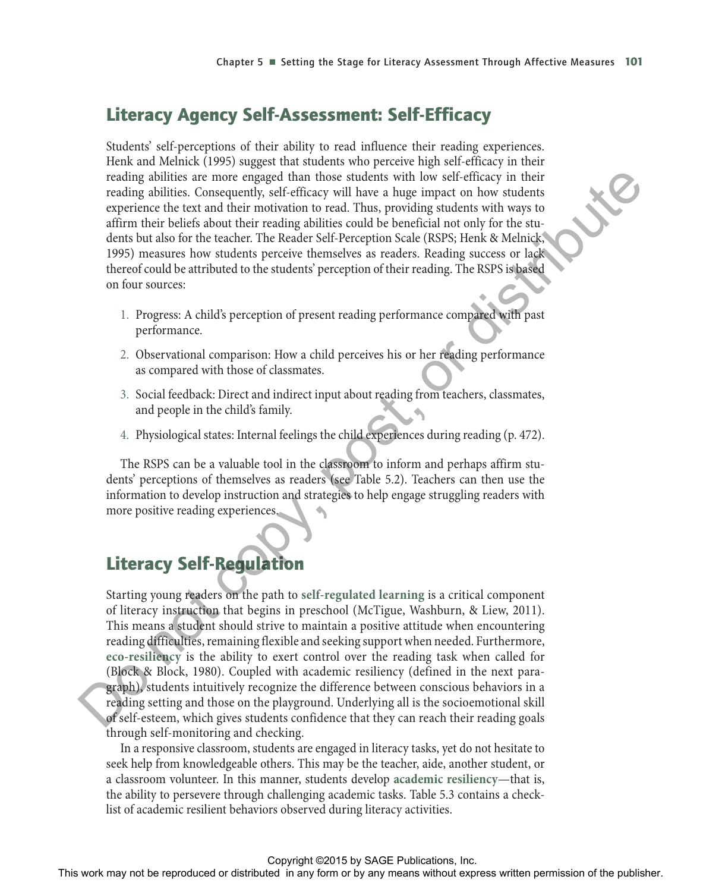## Literacy Agency Self-Assessment: Self-Efficacy

Students' self-perceptions of their ability to read influence their reading experiences. Henk and Melnick (1995) suggest that students who perceive high self-efficacy in their reading abilities are more engaged than those students with low self-efficacy in their reading abilities. Consequently, self-efficacy will have a huge impact on how students experience the text and their motivation to read. Thus, providing students with ways to affirm their beliefs about their reading abilities could be beneficial not only for the students but also for the teacher. The Reader Self-Perception Scale (RSPS; Henk & Melnick, 1995) measures how students perceive themselves as readers. Reading success or lack thereof could be attributed to the students' perception of their reading. The RSPS is based on four sources:

1. Progress: A child's perception of present reading performance compared with past performance.
2. Observational comparison: How a child perceives his or her reading performance as compared with those of classmates.
3. Social feedback: Direct and indirect input about reading from teachers, classmates, and people in the child's family.
4. Physiological states: Internal feelings the child experiences during reading (p. 472).

The RSPS can be a valuable tool in the classroom to inform and perhaps affirm students' perceptions of themselves as readers (see Table 5.2). Teachers can then use the information to develop instruction and strategies to help engage struggling readers with more positive reading experiences.

## Literacy Self-Regulation

Starting young readers on the path to **self-regulated learning** is a critical component of literacy instruction that begins in preschool (McTigue, Washburn, & Liew, 2011). This means a student should strive to maintain a positive attitude when encountering reading difficulties, remaining flexible and seeking support when needed. Furthermore, **eco-resiliency** is the ability to exert control over the reading task when called for (Block & Block, 1980). Coupled with academic resiliency (defined in the next paragraph), students intuitively recognize the difference between conscious behaviors in a reading setting and those on the playground. Underlying all is the socioemotional skill of self-esteem, which gives students confidence that they can reach their reading goals through self-monitoring and checking.

In a responsive classroom, students are engaged in literacy tasks, yet do not hesitate to seek help from knowledgeable others. This may be the teacher, aide, another student, or a classroom volunteer. In this manner, students develop **academic resiliency**—that is, the ability to persevere through challenging academic tasks. Table 5.3 contains a checklist of academic resilient behaviors observed during literacy activities.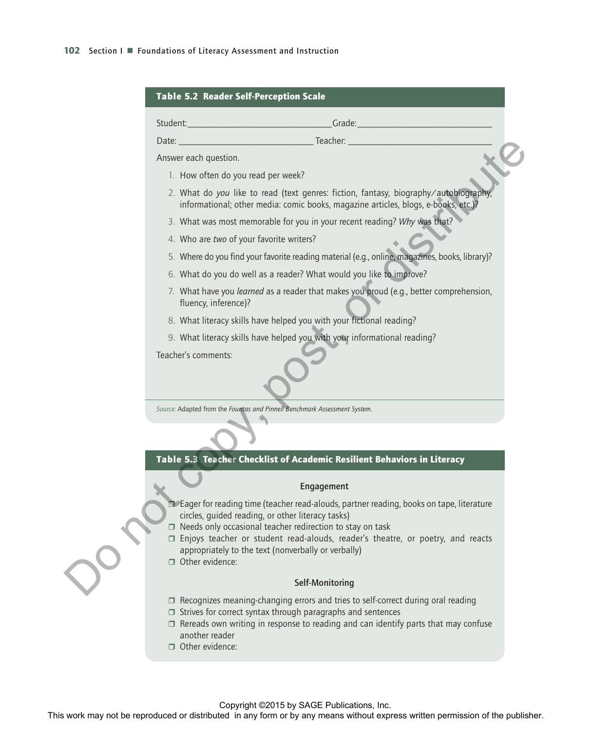**Table 5.2 Reader Self-Perception Scale**

Student:_________________________________Grade:______________________________

Date: ______________________________ Teacher: ________________________________

Answer each question.

1. How often do you read per week?
2. What do *you* like to read (text genres: fiction, fantasy, biography/autobiography, informational; other media: comic books, magazine articles, blogs, e-books, etc.)?
3. What was most memorable for you in your recent reading? *Why* was that?
4. Who are *two* of your favorite writers?
5. Where do you find your favorite reading material (e.g., online, magazines, books, library)?
6. What do you do well as a reader? What would you like to improve?
7. What have you *learned* as a reader that makes you proud (e.g., better comprehension, fluency, inference)?
8. What literacy skills have helped you with your fictional reading?
9. What literacy skills have helped you with your informational reading?

Teacher's comments:

*Source:* Adapted from the *Fountas and Pinnell Benchmark Assessment System*.

**Table 5.3 Teacher Checklist of Academic Resilient Behaviors in Literacy**

**Engagement**

- ❒ Eager for reading time (teacher read-alouds, partner reading, books on tape, literature circles, guided reading, or other literacy tasks)
- ❒ Needs only occasional teacher redirection to stay on task
- ❒ Enjoys teacher or student read-alouds, reader's theatre, or poetry, and reacts appropriately to the text (nonverbally or verbally)
- ❒ Other evidence:

**Self-Monitoring**

- ❒ Recognizes meaning-changing errors and tries to self-correct during oral reading
- ❒ Strives for correct syntax through paragraphs and sentences
- ❒ Rereads own writing in response to reading and can identify parts that may confuse another reader
- ❒ Other evidence: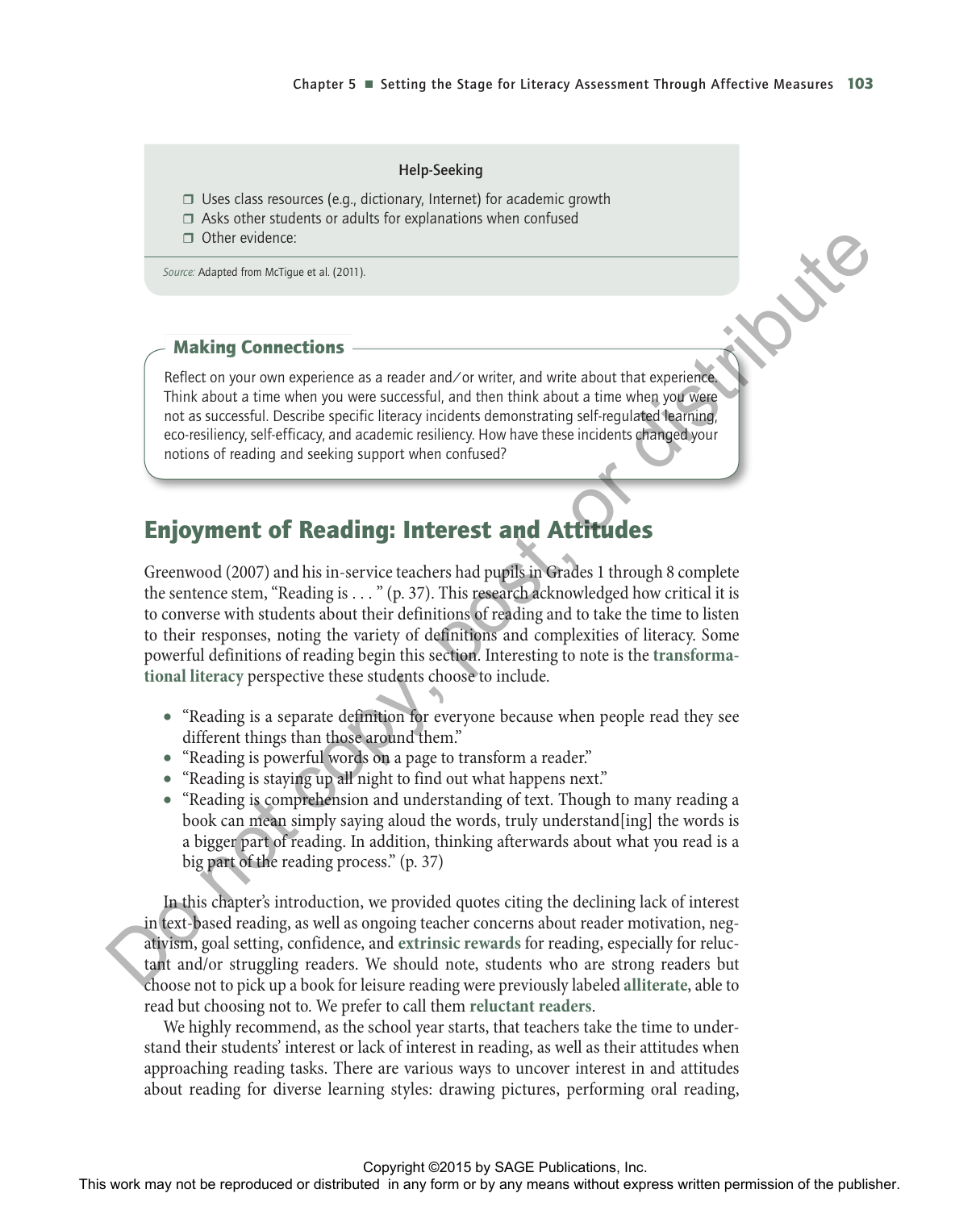**Help-Seeking**

- ❒ Uses class resources (e.g., dictionary, Internet) for academic growth
- ❒ Asks other students or adults for explanations when confused
- ❒ Other evidence:

*Source:* Adapted from McTigue et al. (2011).

**Making Connections**

Reflect on your own experience as a reader and/or writer, and write about that experience. Think about a time when you were successful, and then think about a time when you were not as successful. Describe specific literacy incidents demonstrating self-regulated learning, eco-resiliency, self-efficacy, and academic resiliency. How have these incidents changed your notions of reading and seeking support when confused?

## Enjoyment of Reading: Interest and Attitudes

Greenwood (2007) and his in-service teachers had pupils in Grades 1 through 8 complete the sentence stem, "Reading is . . . " (p. 37). This research acknowledged how critical it is to converse with students about their definitions of reading and to take the time to listen to their responses, noting the variety of definitions and complexities of literacy. Some powerful definitions of reading begin this section. Interesting to note is the **transformational literacy** perspective these students choose to include.

- "Reading is a separate definition for everyone because when people read they see different things than those around them."
- "Reading is powerful words on a page to transform a reader."
- "Reading is staying up all night to find out what happens next."
- "Reading is comprehension and understanding of text. Though to many reading a book can mean simply saying aloud the words, truly understand[ing] the words is a bigger part of reading. In addition, thinking afterwards about what you read is a big part of the reading process." (p. 37)

In this chapter's introduction, we provided quotes citing the declining lack of interest in text-based reading, as well as ongoing teacher concerns about reader motivation, negativism, goal setting, confidence, and **extrinsic rewards** for reading, especially for reluctant and/or struggling readers. We should note, students who are strong readers but choose not to pick up a book for leisure reading were previously labeled **alliterate**, able to read but choosing not to. We prefer to call them **reluctant readers**.

We highly recommend, as the school year starts, that teachers take the time to understand their students' interest or lack of interest in reading, as well as their attitudes when approaching reading tasks. There are various ways to uncover interest in and attitudes about reading for diverse learning styles: drawing pictures, performing oral reading,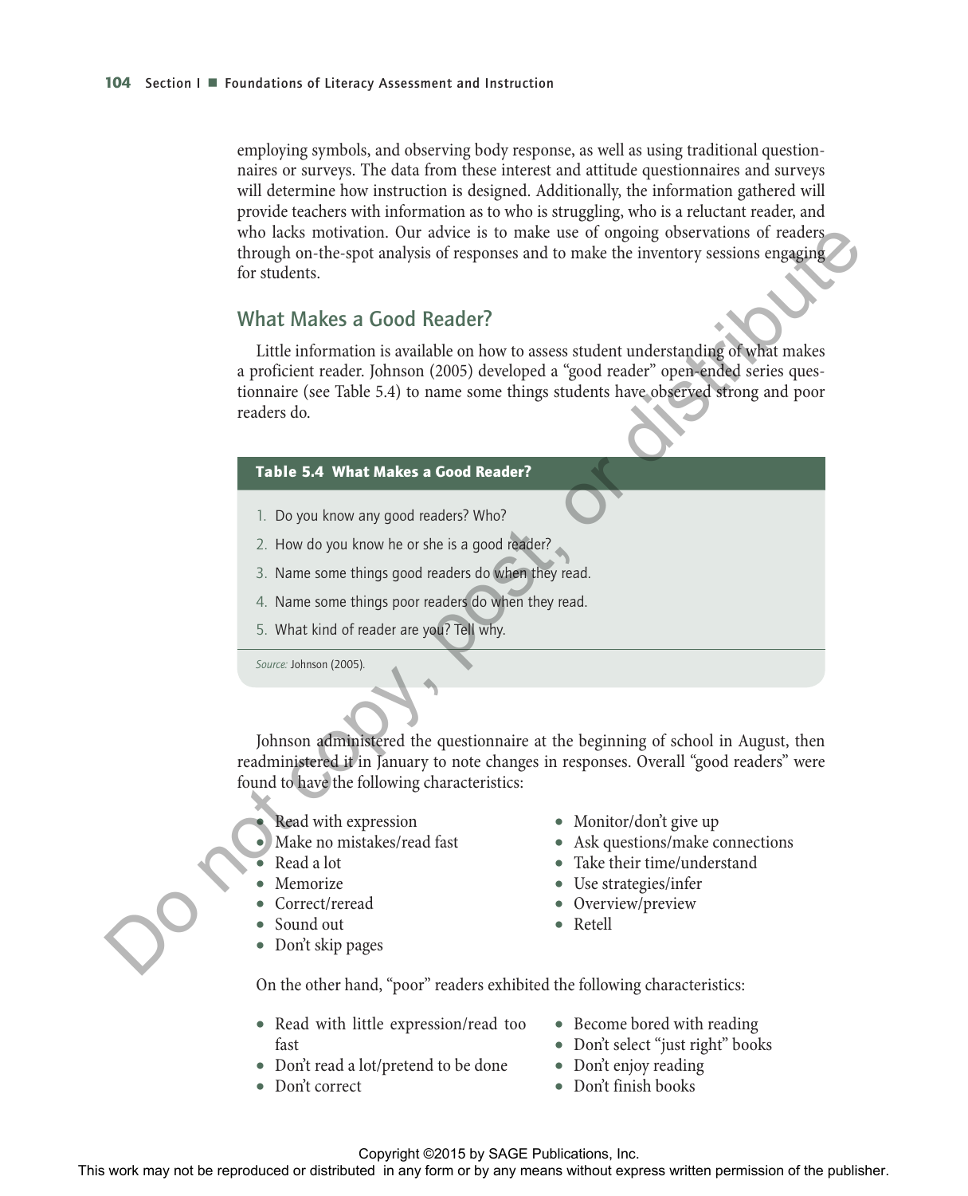employing symbols, and observing body response, as well as using traditional questionnaires or surveys. The data from these interest and attitude questionnaires and surveys will determine how instruction is designed. Additionally, the information gathered will provide teachers with information as to who is struggling, who is a reluctant reader, and who lacks motivation. Our advice is to make use of ongoing observations of readers through on-the-spot analysis of responses and to make the inventory sessions engaging for students.

## What Makes a Good Reader?

Little information is available on how to assess student understanding of what makes a proficient reader. Johnson (2005) developed a "good reader" open-ended series questionnaire (see Table 5.4) to name some things students have observed strong and poor readers do.

**Table 5.4 What Makes a Good Reader?**

1. Do you know any good readers? Who?
2. How do you know he or she is a good reader?
3. Name some things good readers do when they read.
4. Name some things poor readers do when they read.
5. What kind of reader are you? Tell why.

*Source:* Johnson (2005).

Johnson administered the questionnaire at the beginning of school in August, then readministered it in January to note changes in responses. Overall "good readers" were found to have the following characteristics:

- Read with expression
- Make no mistakes/read fast
- Read a lot
- Memorize
- Correct/reread
- Sound out
- Don't skip pages
- Monitor/don't give up
- Ask questions/make connections
- Take their time/understand
- Use strategies/infer
- Overview/preview
- Retell

On the other hand, "poor" readers exhibited the following characteristics:

- Read with little expression/read too fast
- Don't read a lot/pretend to be done
- Don't correct
- Become bored with reading
- Don't select "just right" books
- Don't enjoy reading
- Don't finish books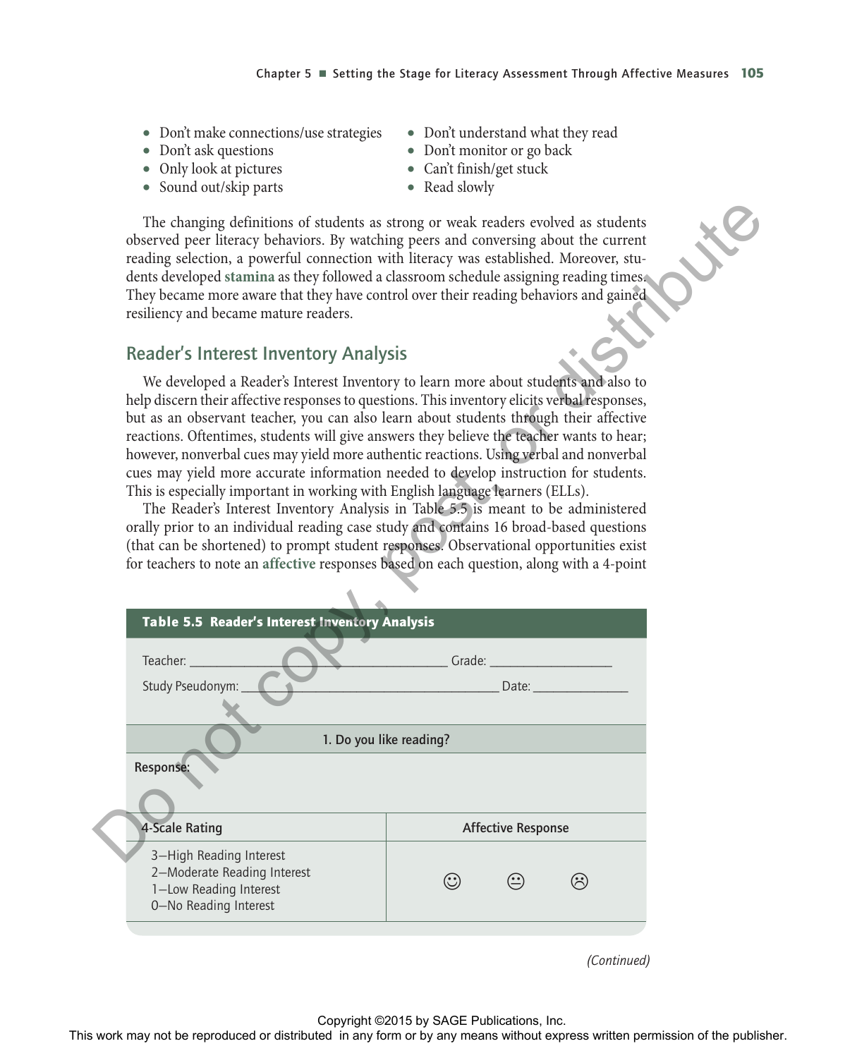- Don't make connections/use strategies
- Don't ask questions
- Only look at pictures
- Sound out/skip parts
- Don't understand what they read
- Don't monitor or go back
- Can't finish/get stuck
- Read slowly

The changing definitions of students as strong or weak readers evolved as students observed peer literacy behaviors. By watching peers and conversing about the current reading selection, a powerful connection with literacy was established. Moreover, students developed **stamina** as they followed a classroom schedule assigning reading times. They became more aware that they have control over their reading behaviors and gained resiliency and became mature readers.

## Reader's Interest Inventory Analysis

We developed a Reader's Interest Inventory to learn more about students and also to help discern their affective responses to questions. This inventory elicits verbal responses, but as an observant teacher, you can also learn about students through their affective reactions. Oftentimes, students will give answers they believe the teacher wants to hear; however, nonverbal cues may yield more authentic reactions. Using verbal and nonverbal cues may yield more accurate information needed to develop instruction for students. This is especially important in working with English language learners (ELLs).

The Reader's Interest Inventory Analysis in Table 5.5 is meant to be administered orally prior to an individual reading case study and contains 16 broad-based questions (that can be shortened) to prompt student responses. Observational opportunities exist for teachers to note an **affective** responses based on each question, along with a 4-point

**Table 5.5 Reader's Interest Inventory Analysis**

Teacher: ______________________ Grade: ______________

Study Pseudonym: ______________________ Date: ______________

| 1. Do you like reading? | |
|---|---|
| **Response:** | |
| **4-Scale Rating** | **Affective Response** |
| 3—High Reading Interest<br>2—Moderate Reading Interest<br>1—Low Reading Interest<br>0—No Reading Interest | ☺ 😐 ☹ |

*(Continued)*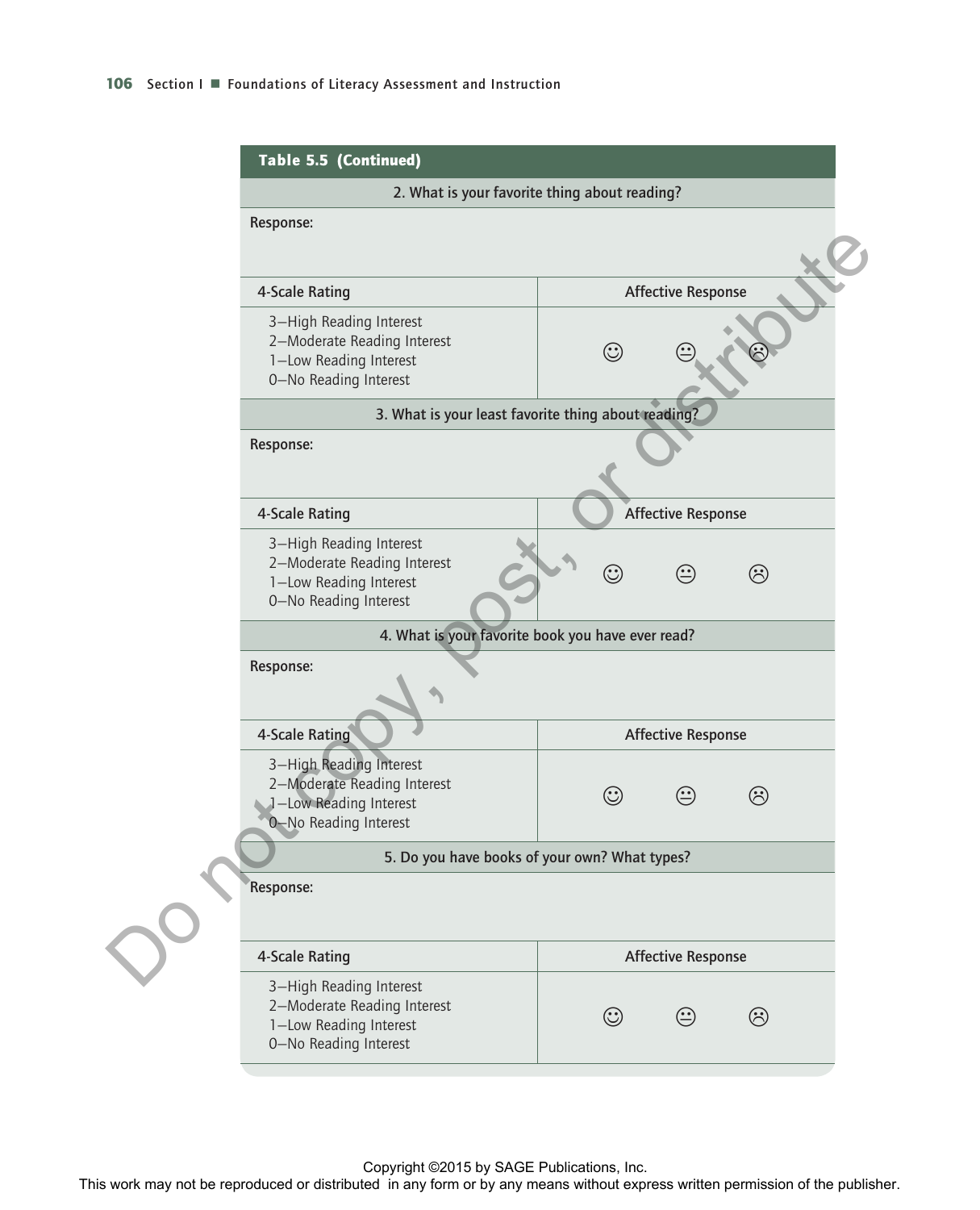**Table 5.5 (Continued)**

| 2. What is your favorite thing about reading? | |
|---|---|
| Response: | |
| 4-Scale Rating | Affective Response |
| 3—High Reading Interest<br>2—Moderate Reading Interest<br>1—Low Reading Interest<br>0—No Reading Interest | ☺ 😐 ☹ |
| **3. What is your least favorite thing about reading?** | |
| Response: | |
| 4-Scale Rating | Affective Response |
| 3—High Reading Interest<br>2—Moderate Reading Interest<br>1—Low Reading Interest<br>0—No Reading Interest | ☺ 😐 ☹ |
| **4. What is your favorite book you have ever read?** | |
| Response: | |
| 4-Scale Rating | Affective Response |
| 3—High Reading Interest<br>2—Moderate Reading Interest<br>1—Low Reading Interest<br>0—No Reading Interest | ☺ 😐 ☹ |
| **5. Do you have books of your own? What types?** | |
| Response: | |
| 4-Scale Rating | Affective Response |
| 3—High Reading Interest<br>2—Moderate Reading Interest<br>1—Low Reading Interest<br>0—No Reading Interest | ☺ 😐 ☹ |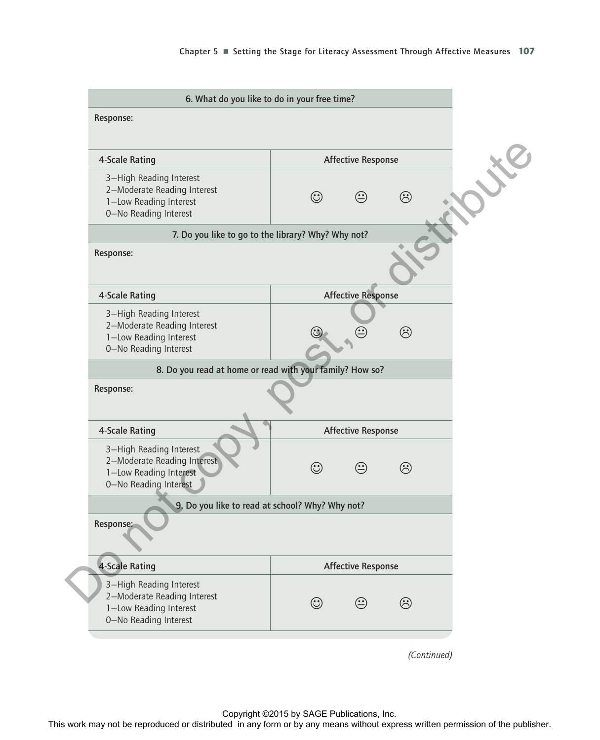| 6. What do you like to do in your free time? | |
|---|---|
| Response: | |
| 4-Scale Rating | Affective Response |
| 3—High Reading Interest<br>2—Moderate Reading Interest<br>1—Low Reading Interest<br>0—No Reading Interest | ☺ 😐 ☹ |

| 7. Do you like to go to the library? Why? Why not? | |
|---|---|
| Response: | |
| 4-Scale Rating | Affective Response |
| 3—High Reading Interest<br>2—Moderate Reading Interest<br>1—Low Reading Interest<br>0—No Reading Interest | ☺ 😐 ☹ |

| 8. Do you read at home or read with your family? How so? | |
|---|---|
| Response: | |
| 4-Scale Rating | Affective Response |
| 3—High Reading Interest<br>2—Moderate Reading Interest<br>1—Low Reading Interest<br>0—No Reading Interest | ☺ 😐 ☹ |

| 9. Do you like to read at school? Why? Why not? | |
|---|---|
| Response: | |
| 4-Scale Rating | Affective Response |
| 3—High Reading Interest<br>2—Moderate Reading Interest<br>1—Low Reading Interest<br>0—No Reading Interest | ☺ 😐 ☹ |

*(Continued)*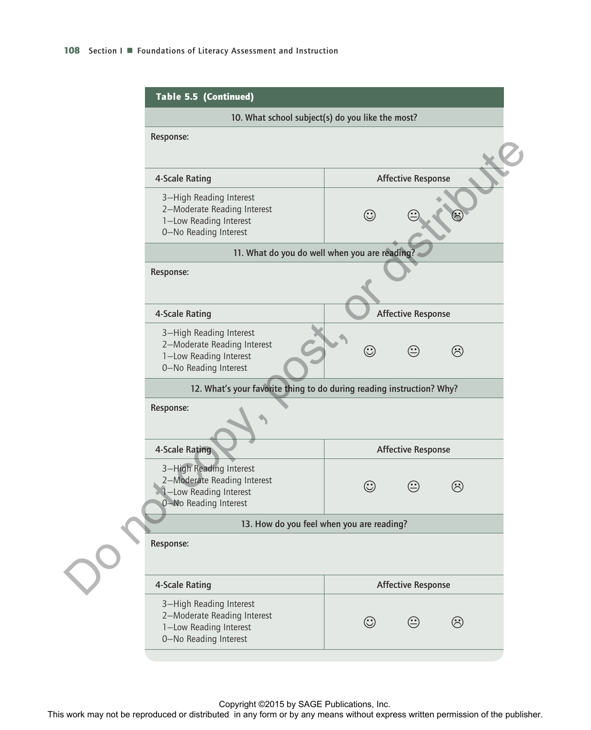**Table 5.5 (Continued)**

| 10. What school subject(s) do you like the most? | |
|---|---|
| Response: | |
| **4-Scale Rating** | **Affective Response** |
| 3—High Reading Interest<br>2—Moderate Reading Interest<br>1—Low Reading Interest<br>0—No Reading Interest | ☺ 😐 ☹ |
| **11. What do you do well when you are reading?** | |
| Response: | |
| **4-Scale Rating** | **Affective Response** |
| 3—High Reading Interest<br>2—Moderate Reading Interest<br>1—Low Reading Interest<br>0—No Reading Interest | ☺ 😐 ☹ |
| **12. What's your favorite thing to do during reading instruction? Why?** | |
| Response: | |
| **4-Scale Rating** | **Affective Response** |
| 3—High Reading Interest<br>2—Moderate Reading Interest<br>1—Low Reading Interest<br>0—No Reading Interest | ☺ 😐 ☹ |
| **13. How do you feel when you are reading?** | |
| Response: | |
| **4-Scale Rating** | **Affective Response** |
| 3—High Reading Interest<br>2—Moderate Reading Interest<br>1—Low Reading Interest<br>0—No Reading Interest | ☺ 😐 ☹ |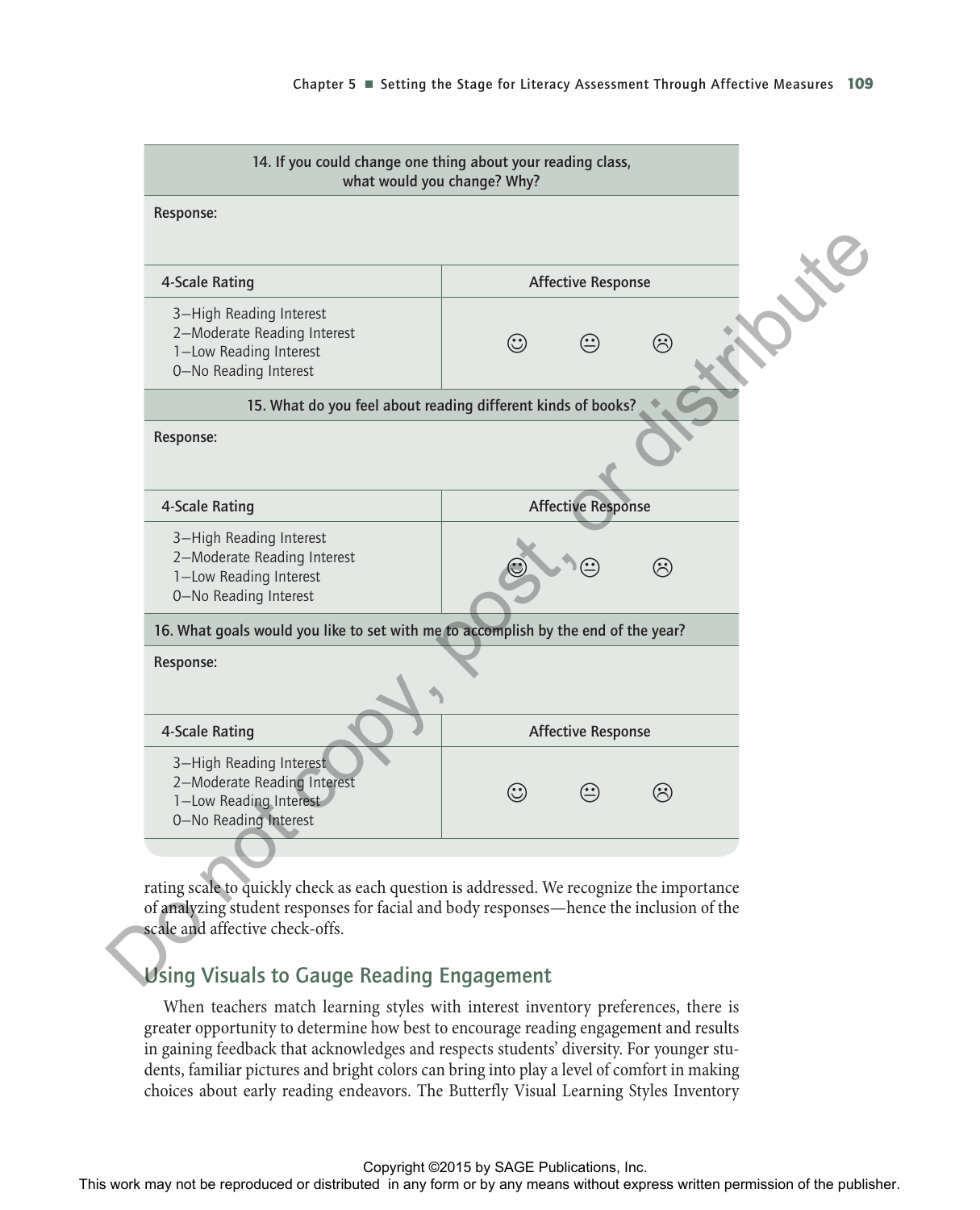| 14. If you could change one thing about your reading class, what would you change? Why? | |
|---|---|
| Response: | |
| 4-Scale Rating | Affective Response |
| 3—High Reading Interest<br>2—Moderate Reading Interest<br>1—Low Reading Interest<br>0—No Reading Interest | ☺ 😐 ☹ |
| **15. What do you feel about reading different kinds of books?** | |
| Response: | |
| 4-Scale Rating | Affective Response |
| 3—High Reading Interest<br>2—Moderate Reading Interest<br>1—Low Reading Interest<br>0—No Reading Interest | ☺ 😐 ☹ |
| **16. What goals would you like to set with me to accomplish by the end of the year?** | |
| Response: | |
| 4-Scale Rating | Affective Response |
| 3—High Reading Interest<br>2—Moderate Reading Interest<br>1—Low Reading Interest<br>0—No Reading Interest | ☺ 😐 ☹ |

rating scale to quickly check as each question is addressed. We recognize the importance of analyzing student responses for facial and body responses—hence the inclusion of the scale and affective check-offs.

## Using Visuals to Gauge Reading Engagement

When teachers match learning styles with interest inventory preferences, there is greater opportunity to determine how best to encourage reading engagement and results in gaining feedback that acknowledges and respects students' diversity. For younger students, familiar pictures and bright colors can bring into play a level of comfort in making choices about early reading endeavors. The Butterfly Visual Learning Styles Inventory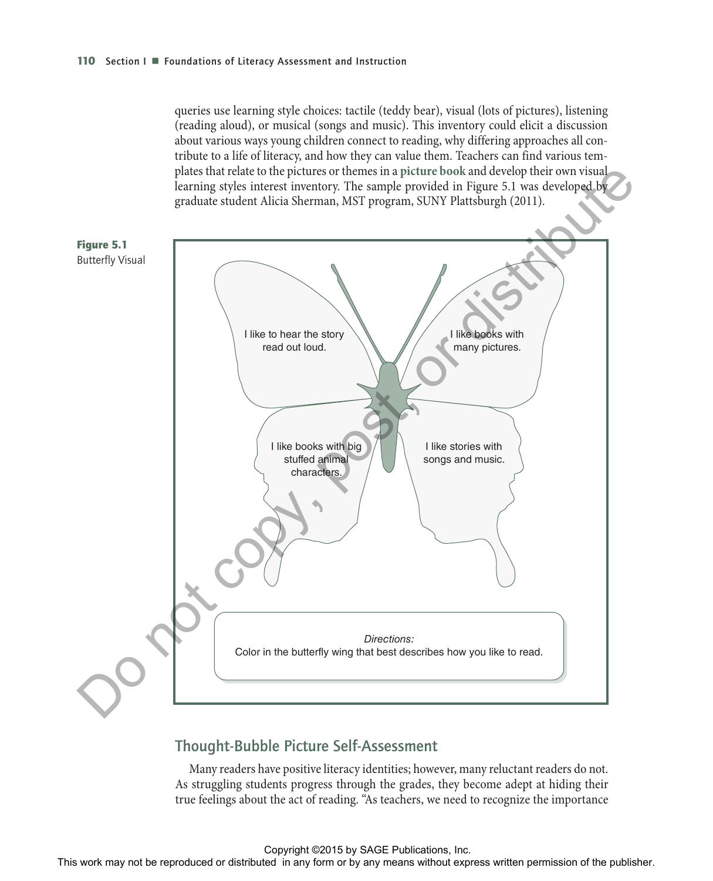queries use learning style choices: tactile (teddy bear), visual (lots of pictures), listening (reading aloud), or musical (songs and music). This inventory could elicit a discussion about various ways young children connect to reading, why differing approaches all contribute to a life of literacy, and how they can value them. Teachers can find various templates that relate to the pictures or themes in a **picture book** and develop their own visual learning styles interest inventory. The sample provided in Figure 5.1 was developed by graduate student Alicia Sherman, MST program, SUNY Plattsburgh (2011).

**Figure 5.1**
Butterfly Visual

I like to hear the story read out loud.

I like books with many pictures.

I like books with big stuffed animal characters.

I like stories with songs and music.

*Directions:*
Color in the butterfly wing that best describes how you like to read.

## Thought-Bubble Picture Self-Assessment

Many readers have positive literacy identities; however, many reluctant readers do not. As struggling students progress through the grades, they become adept at hiding their true feelings about the act of reading. "As teachers, we need to recognize the importance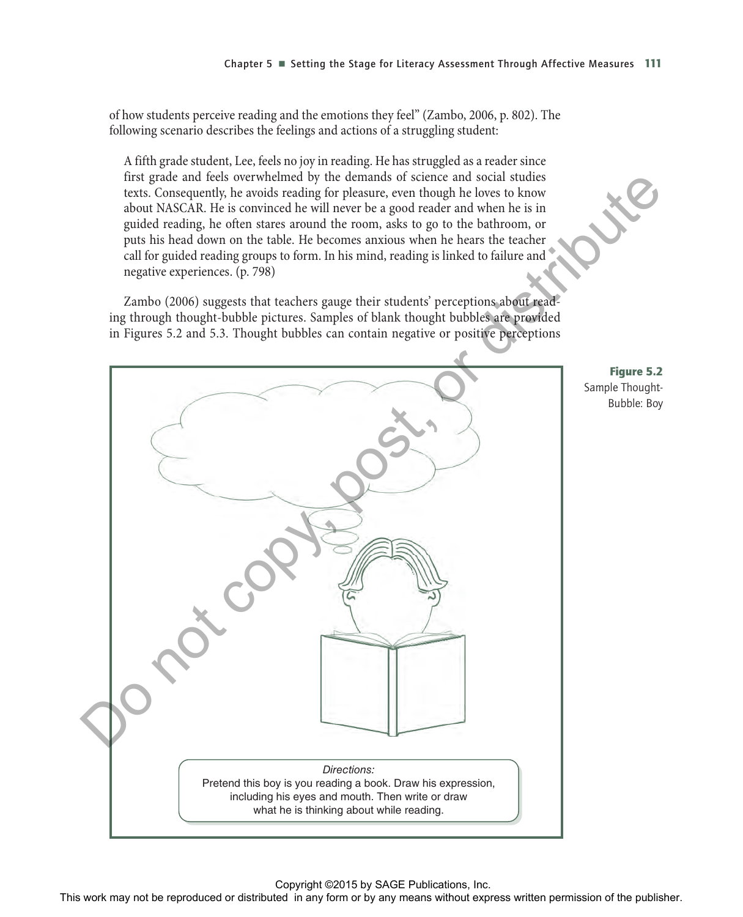of how students perceive reading and the emotions they feel" (Zambo, 2006, p. 802). The following scenario describes the feelings and actions of a struggling student:

> A fifth grade student, Lee, feels no joy in reading. He has struggled as a reader since first grade and feels overwhelmed by the demands of science and social studies texts. Consequently, he avoids reading for pleasure, even though he loves to know about NASCAR. He is convinced he will never be a good reader and when he is in guided reading, he often stares around the room, asks to go to the bathroom, or puts his head down on the table. He becomes anxious when he hears the teacher call for guided reading groups to form. In his mind, reading is linked to failure and negative experiences. (p. 798)

Zambo (2006) suggests that teachers gauge their students' perceptions about reading through thought-bubble pictures. Samples of blank thought bubbles are provided in Figures 5.2 and 5.3. Thought bubbles can contain negative or positive perceptions

*Directions:*
Pretend this boy is you reading a book. Draw his expression, including his eyes and mouth. Then write or draw what he is thinking about while reading.

**Figure 5.2** Sample Thought-Bubble: Boy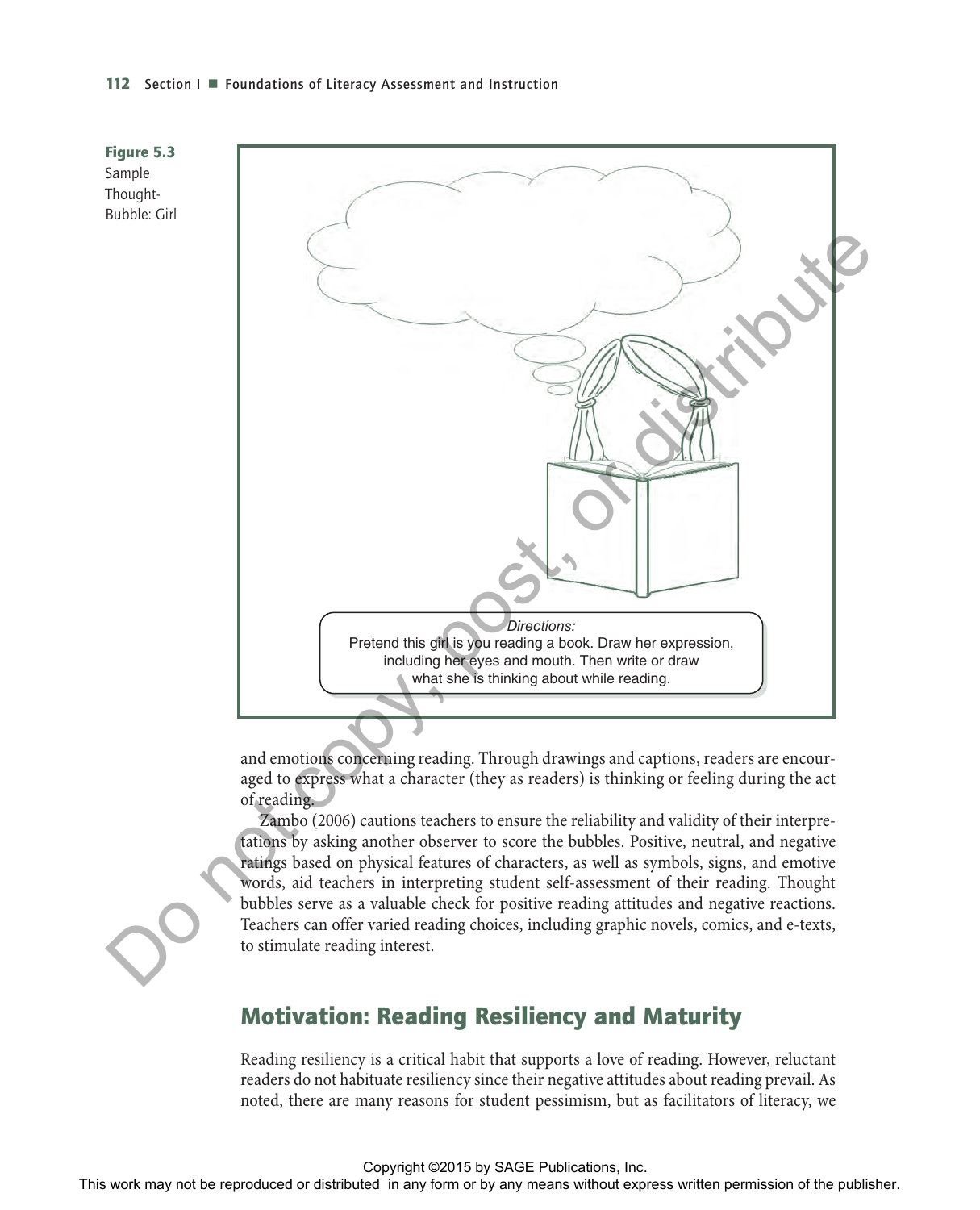**Figure 5.3** Sample Thought-Bubble: Girl

*Directions:*
Pretend this girl is you reading a book. Draw her expression, including her eyes and mouth. Then write or draw what she is thinking about while reading.

and emotions concerning reading. Through drawings and captions, readers are encouraged to express what a character (they as readers) is thinking or feeling during the act of reading.

Zambo (2006) cautions teachers to ensure the reliability and validity of their interpretations by asking another observer to score the bubbles. Positive, neutral, and negative ratings based on physical features of characters, as well as symbols, signs, and emotive words, aid teachers in interpreting student self-assessment of their reading. Thought bubbles serve as a valuable check for positive reading attitudes and negative reactions. Teachers can offer varied reading choices, including graphic novels, comics, and e-texts, to stimulate reading interest.

## Motivation: Reading Resiliency and Maturity

Reading resiliency is a critical habit that supports a love of reading. However, reluctant readers do not habituate resiliency since their negative attitudes about reading prevail. As noted, there are many reasons for student pessimism, but as facilitators of literacy, we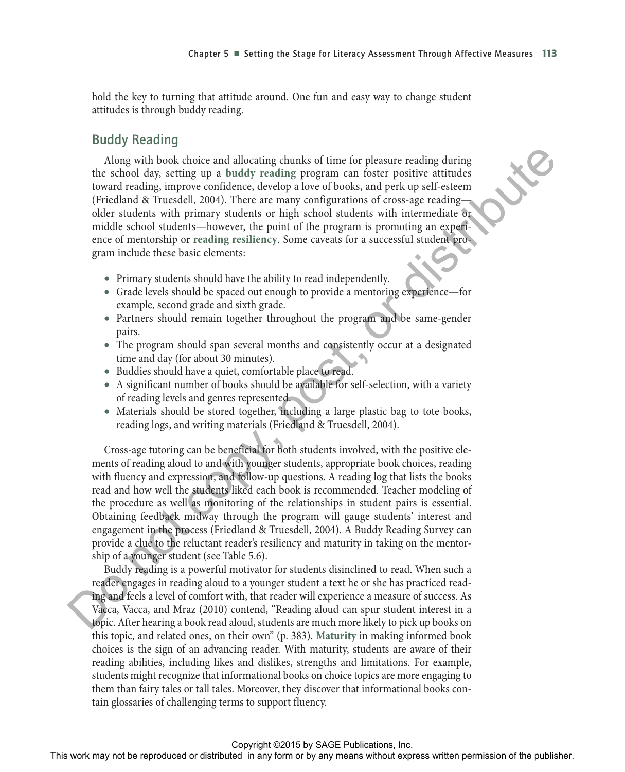hold the key to turning that attitude around. One fun and easy way to change student attitudes is through buddy reading.

## Buddy Reading

Along with book choice and allocating chunks of time for pleasure reading during the school day, setting up a **buddy reading** program can foster positive attitudes toward reading, improve confidence, develop a love of books, and perk up self-esteem (Friedland & Truesdell, 2004). There are many configurations of cross-age reading—older students with primary students or high school students with intermediate or middle school students—however, the point of the program is promoting an experience of mentorship or **reading resiliency**. Some caveats for a successful student program include these basic elements:

- Primary students should have the ability to read independently.
- Grade levels should be spaced out enough to provide a mentoring experience—for example, second grade and sixth grade.
- Partners should remain together throughout the program and be same-gender pairs.
- The program should span several months and consistently occur at a designated time and day (for about 30 minutes).
- Buddies should have a quiet, comfortable place to read.
- A significant number of books should be available for self-selection, with a variety of reading levels and genres represented.
- Materials should be stored together, including a large plastic bag to tote books, reading logs, and writing materials (Friedland & Truesdell, 2004).

Cross-age tutoring can be beneficial for both students involved, with the positive elements of reading aloud to and with younger students, appropriate book choices, reading with fluency and expression, and follow-up questions. A reading log that lists the books read and how well the students liked each book is recommended. Teacher modeling of the procedure as well as monitoring of the relationships in student pairs is essential. Obtaining feedback midway through the program will gauge students' interest and engagement in the process (Friedland & Truesdell, 2004). A Buddy Reading Survey can provide a clue to the reluctant reader's resiliency and maturity in taking on the mentorship of a younger student (see Table 5.6).

Buddy reading is a powerful motivator for students disinclined to read. When such a reader engages in reading aloud to a younger student a text he or she has practiced reading and feels a level of comfort with, that reader will experience a measure of success. As Vacca, Vacca, and Mraz (2010) contend, "Reading aloud can spur student interest in a topic. After hearing a book read aloud, students are much more likely to pick up books on this topic, and related ones, on their own" (p. 383). **Maturity** in making informed book choices is the sign of an advancing reader. With maturity, students are aware of their reading abilities, including likes and dislikes, strengths and limitations. For example, students might recognize that informational books on choice topics are more engaging to them than fairy tales or tall tales. Moreover, they discover that informational books contain glossaries of challenging terms to support fluency.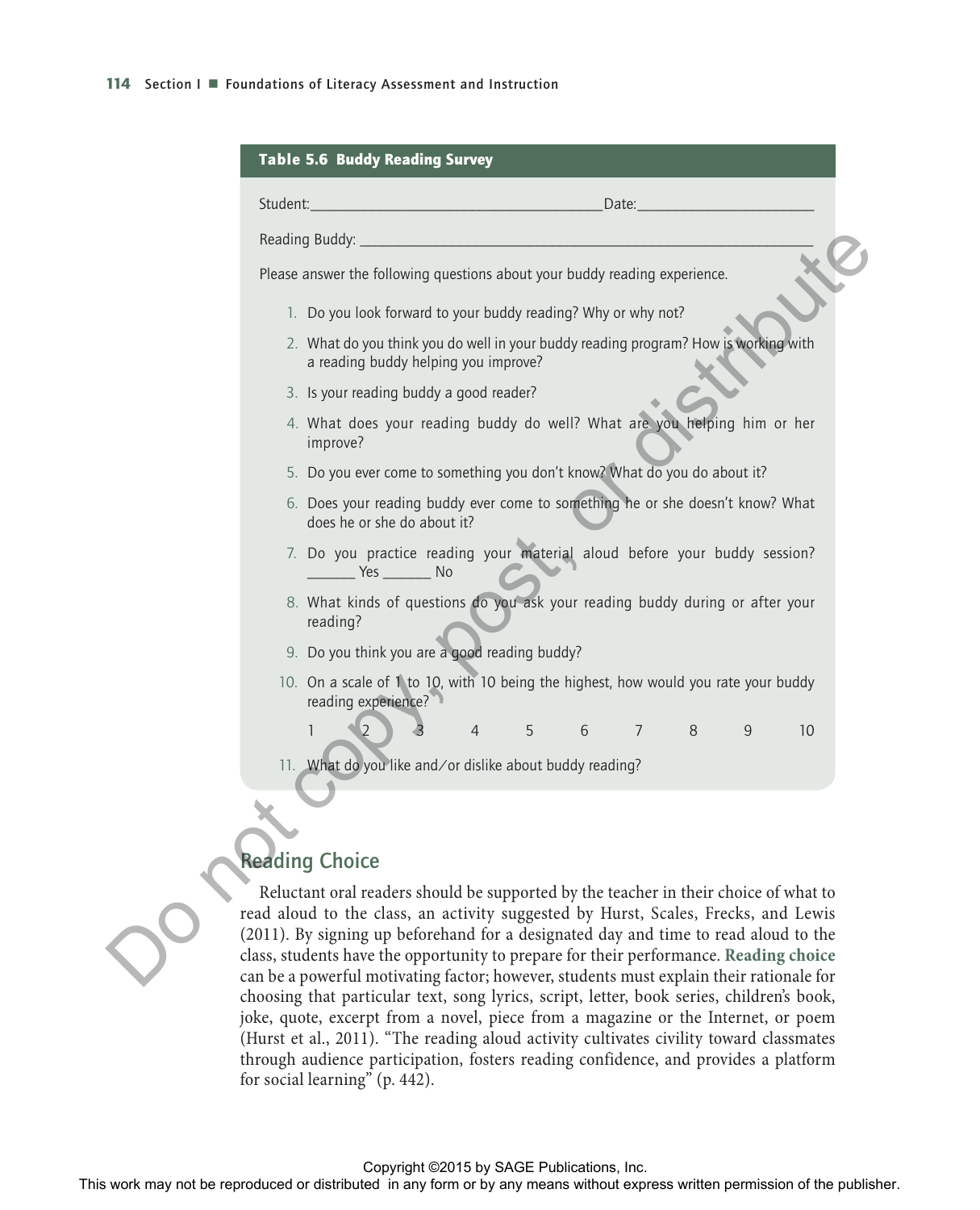**Table 5.6 Buddy Reading Survey**

Student:_______________________________________ Date:________________________

Reading Buddy: ____________________________________________________________

Please answer the following questions about your buddy reading experience.

1. Do you look forward to your buddy reading? Why or why not?
2. What do you think you do well in your buddy reading program? How is working with a reading buddy helping you improve?
3. Is your reading buddy a good reader?
4. What does your reading buddy do well? What are you helping him or her improve?
5. Do you ever come to something you don't know? What do you do about it?
6. Does your reading buddy ever come to something he or she doesn't know? What does he or she do about it?
7. Do you practice reading your material aloud before your buddy session? _______ Yes _______ No
8. What kinds of questions do you ask your reading buddy during or after your reading?
9. Do you think you are a good reading buddy?
10. On a scale of 1 to 10, with 10 being the highest, how would you rate your buddy reading experience?

    1 2 3 4 5 6 7 8 9 10

11. What do you like and/or dislike about buddy reading?

## Reading Choice

Reluctant oral readers should be supported by the teacher in their choice of what to read aloud to the class, an activity suggested by Hurst, Scales, Frecks, and Lewis (2011). By signing up beforehand for a designated day and time to read aloud to the class, students have the opportunity to prepare for their performance. **Reading choice** can be a powerful motivating factor; however, students must explain their rationale for choosing that particular text, song lyrics, script, letter, book series, children's book, joke, quote, excerpt from a novel, piece from a magazine or the Internet, or poem (Hurst et al., 2011). "The reading aloud activity cultivates civility toward classmates through audience participation, fosters reading confidence, and provides a platform for social learning" (p. 442).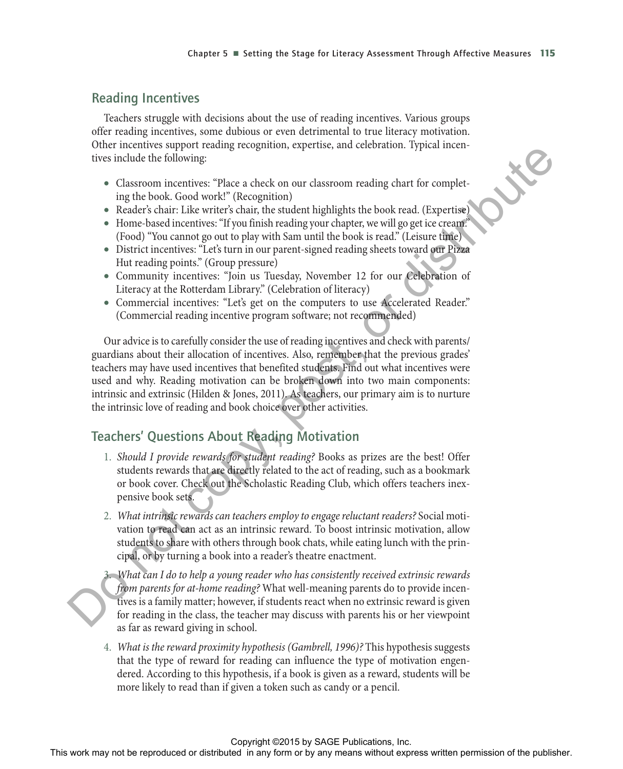## Reading Incentives

Teachers struggle with decisions about the use of reading incentives. Various groups offer reading incentives, some dubious or even detrimental to true literacy motivation. Other incentives support reading recognition, expertise, and celebration. Typical incentives include the following:

- Classroom incentives: "Place a check on our classroom reading chart for completing the book. Good work!" (Recognition)
- Reader's chair: Like writer's chair, the student highlights the book read. (Expertise)
- Home-based incentives: "If you finish reading your chapter, we will go get ice cream." (Food) "You cannot go out to play with Sam until the book is read." (Leisure time)
- District incentives: "Let's turn in our parent-signed reading sheets toward our Pizza Hut reading points." (Group pressure)
- Community incentives: "Join us Tuesday, November 12 for our Celebration of Literacy at the Rotterdam Library." (Celebration of literacy)
- Commercial incentives: "Let's get on the computers to use Accelerated Reader." (Commercial reading incentive program software; not recommended)

Our advice is to carefully consider the use of reading incentives and check with parents/guardians about their allocation of incentives. Also, remember that the previous grades' teachers may have used incentives that benefited students. Find out what incentives were used and why. Reading motivation can be broken down into two main components: intrinsic and extrinsic (Hilden & Jones, 2011). As teachers, our primary aim is to nurture the intrinsic love of reading and book choice over other activities.

## Teachers' Questions About Reading Motivation

1. *Should I provide rewards for student reading?* Books as prizes are the best! Offer students rewards that are directly related to the act of reading, such as a bookmark or book cover. Check out the Scholastic Reading Club, which offers teachers inexpensive book sets.
2. *What intrinsic rewards can teachers employ to engage reluctant readers?* Social motivation to read can act as an intrinsic reward. To boost intrinsic motivation, allow students to share with others through book chats, while eating lunch with the principal, or by turning a book into a reader's theatre enactment.
3. *What can I do to help a young reader who has consistently received extrinsic rewards from parents for at-home reading?* What well-meaning parents do to provide incentives is a family matter; however, if students react when no extrinsic reward is given for reading in the class, the teacher may discuss with parents his or her viewpoint as far as reward giving in school.
4. *What is the reward proximity hypothesis (Gambrell, 1996)?* This hypothesis suggests that the type of reward for reading can influence the type of motivation engendered. According to this hypothesis, if a book is given as a reward, students will be more likely to read than if given a token such as candy or a pencil.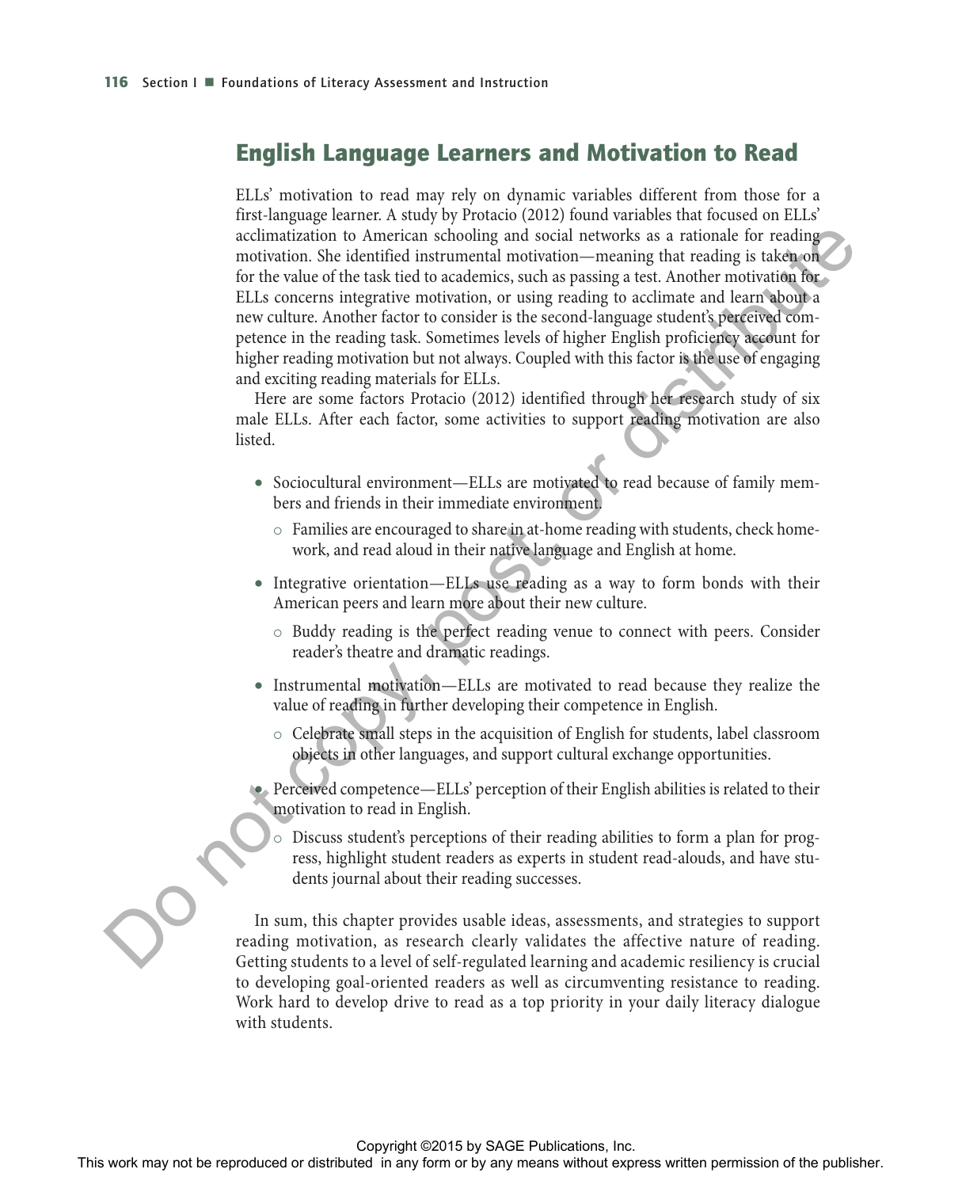## English Language Learners and Motivation to Read

ELLs' motivation to read may rely on dynamic variables different from those for a first-language learner. A study by Protacio (2012) found variables that focused on ELLs' acclimatization to American schooling and social networks as a rationale for reading motivation. She identified instrumental motivation—meaning that reading is taken on for the value of the task tied to academics, such as passing a test. Another motivation for ELLs concerns integrative motivation, or using reading to acclimate and learn about a new culture. Another factor to consider is the second-language student's perceived competence in the reading task. Sometimes levels of higher English proficiency account for higher reading motivation but not always. Coupled with this factor is the use of engaging and exciting reading materials for ELLs.

Here are some factors Protacio (2012) identified through her research study of six male ELLs. After each factor, some activities to support reading motivation are also listed.

- Sociocultural environment—ELLs are motivated to read because of family members and friends in their immediate environment.
  - Families are encouraged to share in at-home reading with students, check homework, and read aloud in their native language and English at home.
- Integrative orientation—ELLs use reading as a way to form bonds with their American peers and learn more about their new culture.
  - Buddy reading is the perfect reading venue to connect with peers. Consider reader's theatre and dramatic readings.
- Instrumental motivation—ELLs are motivated to read because they realize the value of reading in further developing their competence in English.
  - Celebrate small steps in the acquisition of English for students, label classroom objects in other languages, and support cultural exchange opportunities.
- Perceived competence—ELLs' perception of their English abilities is related to their motivation to read in English.
  - Discuss student's perceptions of their reading abilities to form a plan for progress, highlight student readers as experts in student read-alouds, and have students journal about their reading successes.

In sum, this chapter provides usable ideas, assessments, and strategies to support reading motivation, as research clearly validates the affective nature of reading. Getting students to a level of self-regulated learning and academic resiliency is crucial to developing goal-oriented readers as well as circumventing resistance to reading. Work hard to develop drive to read as a top priority in your daily literacy dialogue with students.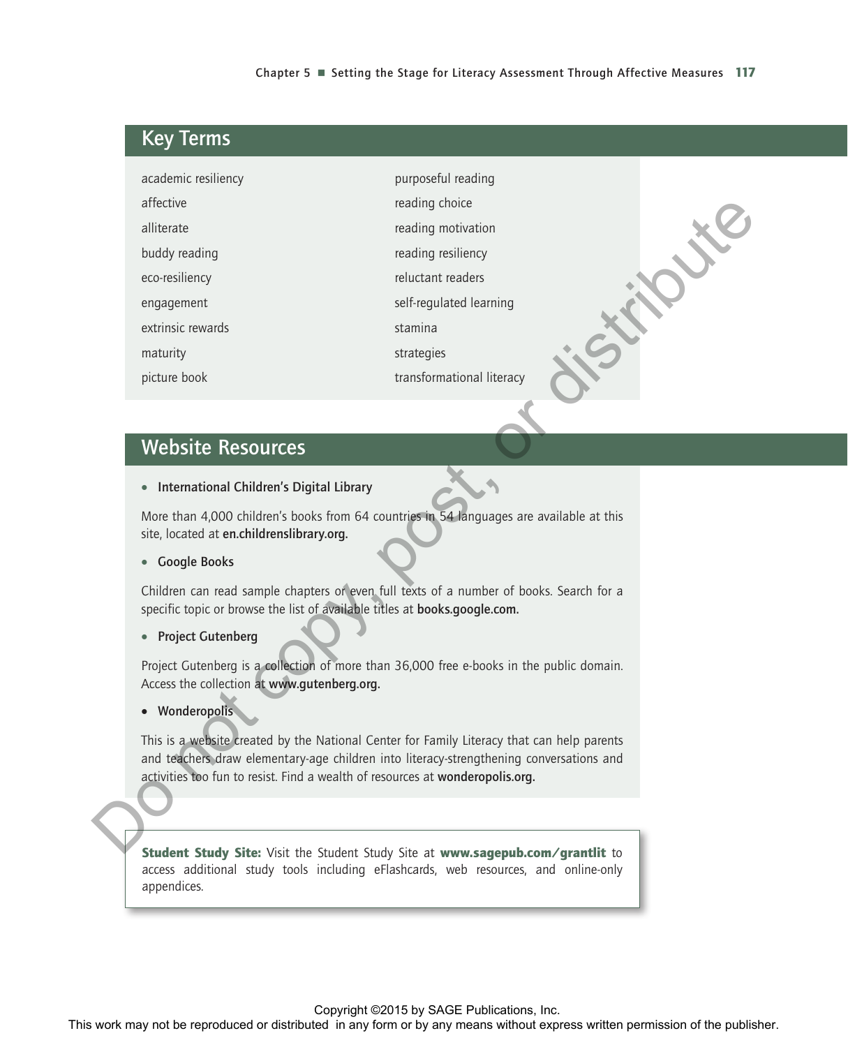## Key Terms

- academic resiliency
- affective
- alliterate
- buddy reading
- eco-resiliency
- engagement
- extrinsic rewards
- maturity
- picture book
- purposeful reading
- reading choice
- reading motivation
- reading resiliency
- reluctant readers
- self-regulated learning
- stamina
- strategies
- transformational literacy

## Website Resources

- **International Children's Digital Library**

More than 4,000 children's books from 64 countries in 54 languages are available at this site, located at **en.childrenslibrary.org.**

- **Google Books**

Children can read sample chapters or even full texts of a number of books. Search for a specific topic or browse the list of available titles at **books.google.com.**

- **Project Gutenberg**

Project Gutenberg is a collection of more than 36,000 free e-books in the public domain. Access the collection at **www.gutenberg.org.**

- **Wonderopolis**

This is a website created by the National Center for Family Literacy that can help parents and teachers draw elementary-age children into literacy-strengthening conversations and activities too fun to resist. Find a wealth of resources at **wonderopolis.org.**

**Student Study Site:** Visit the Student Study Site at **www.sagepub.com/grantlit** to access additional study tools including eFlashcards, web resources, and online-only appendices.